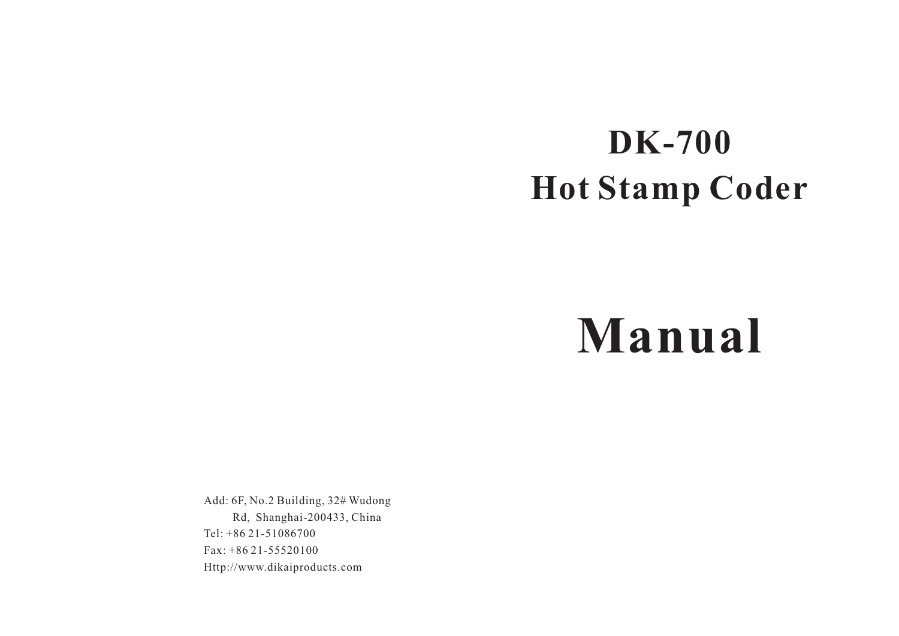# DK-700

# Hot Stamp Coder

# Manual

Add: 6F, No.2 Building, 32# Wudong
Rd, Shanghai-200433, China
Tel: +86 21-51086700
Fax: +86 21-55520100
Http://www.dikaiproducts.com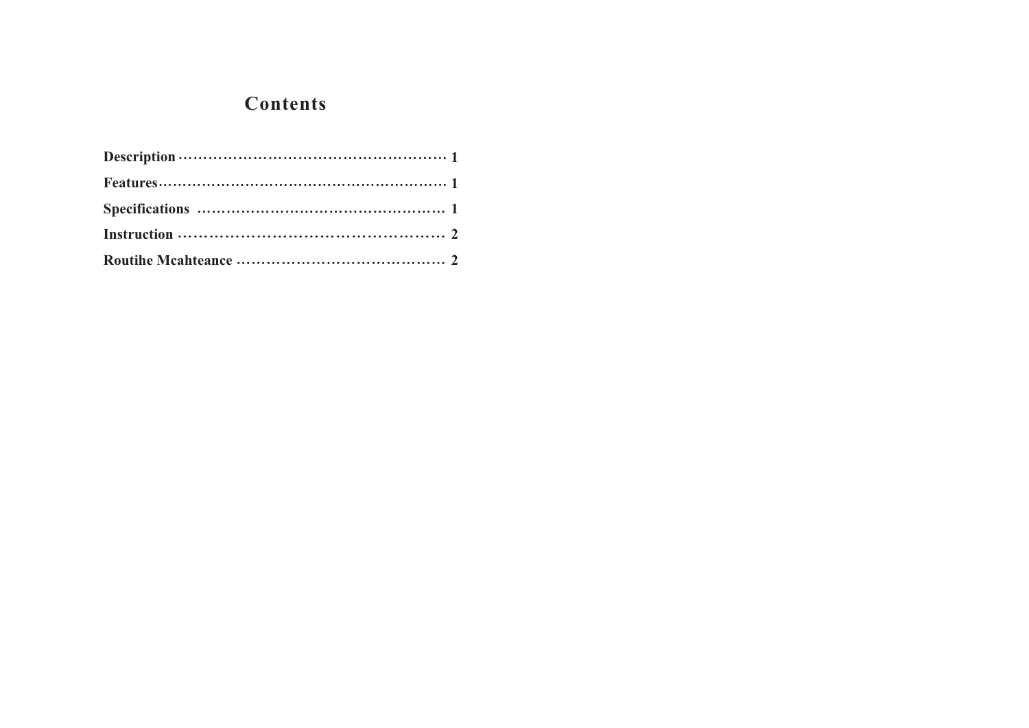# Contents

Description ................................................... 1

Features........................................................ 1

Specifications ................................................ 1

Instruction .................................................. 2

Routihe Mcahteance ...................................... 2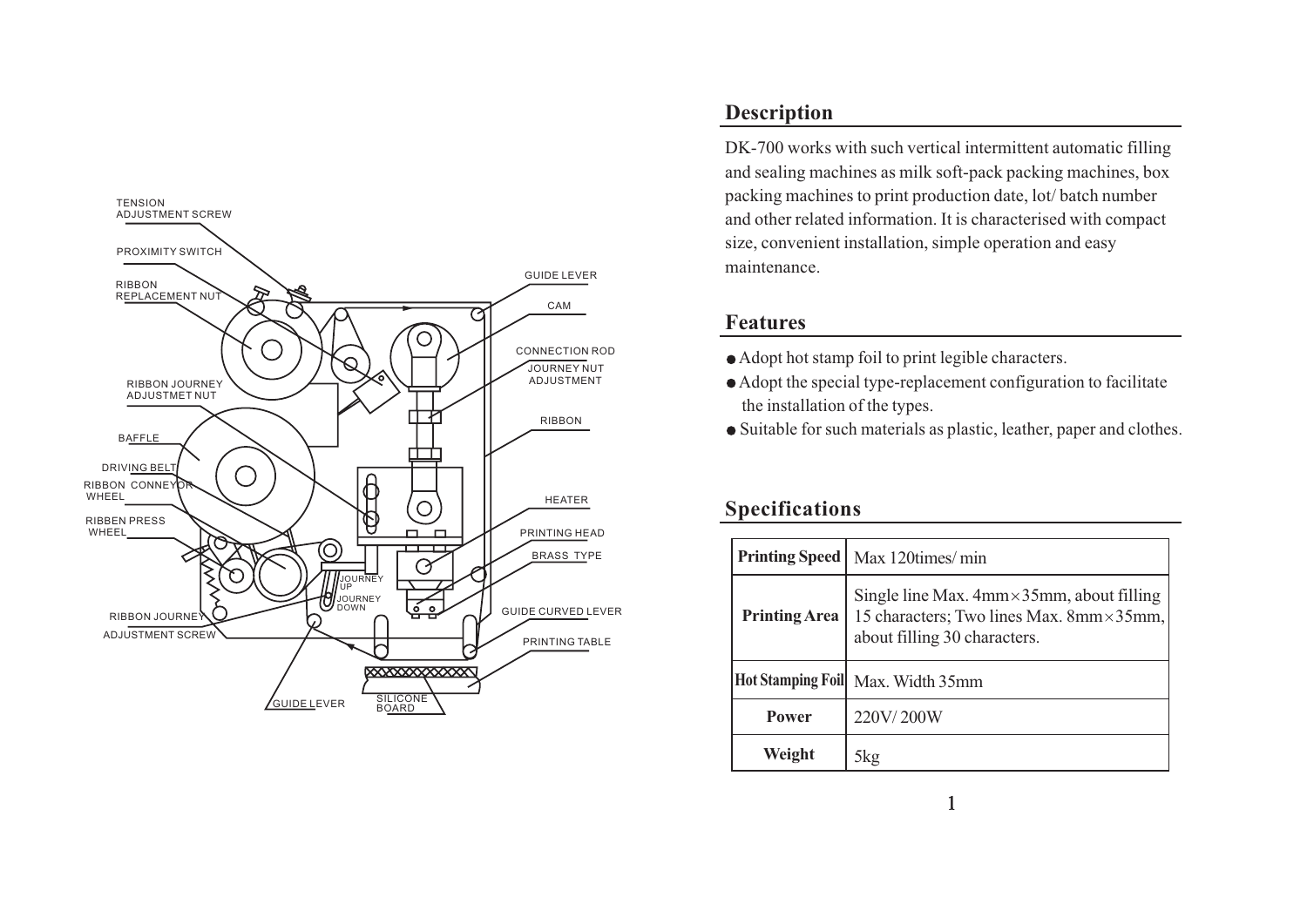## Description

DK-700 works with such vertical intermittent automatic filling and sealing machines as milk soft-pack packing machines, box packing machines to print production date, lot/ batch number and other related information. It is characterised with compact size, convenient installation, simple operation and easy maintenance.

## Features

- Adopt hot stamp foil to print legible characters.
- Adopt the special type-replacement configuration to facilitate the installation of the types.
- Suitable for such materials as plastic, leather, paper and clothes.

## Specifications

| | |
|---|---|
| **Printing Speed** | Max 120times/ min |
| **Printing Area** | Single line Max. 4mm×35mm, about filling 15 characters; Two lines Max. 8mm×35mm, about filling 30 characters. |
| **Hot Stamping Foil** | Max. Width 35mm |
| **Power** | 220V/ 200W |
| **Weight** | 5kg |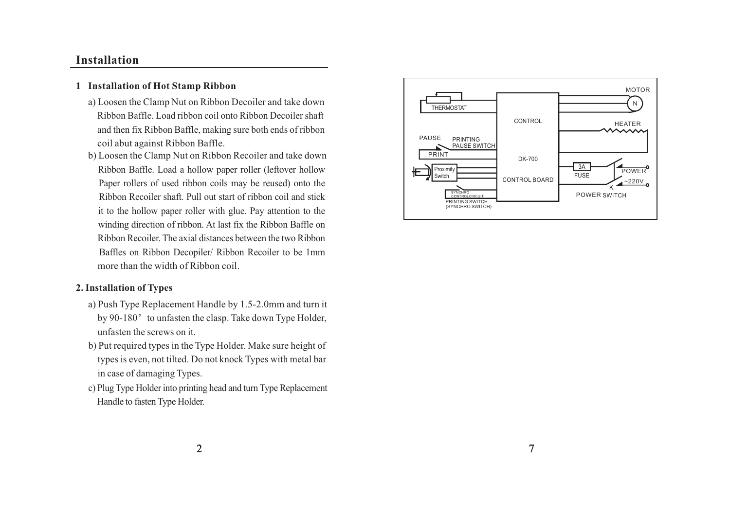## Installation

### 1 Installation of Hot Stamp Ribbon

a) Loosen the Clamp Nut on Ribbon Decoiler and take down Ribbon Baffle. Load ribbon coil onto Ribbon Decoiler shaft and then fix Ribbon Baffle, making sure both ends of ribbon coil abut against Ribbon Baffle.

b) Loosen the Clamp Nut on Ribbon Recoiler and take down Ribbon Baffle. Load a hollow paper roller (leftover hollow Paper rollers of used ribbon coils may be reused) onto the Ribbon Recoiler shaft. Pull out start of ribbon coil and stick it to the hollow paper roller with glue. Pay attention to the winding direction of ribbon. At last fix the Ribbon Baffle on Ribbon Recoiler. The axial distances between the two Ribbon Baffles on Ribbon Decopiler/ Ribbon Recoiler to be 1mm more than the width of Ribbon coil.

### 2. Installation of Types

a) Push Type Replacement Handle by 1.5-2.0mm and turn it by 90-180° to unfasten the clasp. Take down Type Holder, unfasten the screws on it.

b) Put required types in the Type Holder. Make sure height of types is even, not tilted. Do not knock Types with metal bar in case of damaging Types.

c) Plug Type Holder into printing head and turn Type Replacement Handle to fasten Type Holder.

THERMOSTAT

PAUSE

PRINTING PAUSE SWITCH

PRINT

Proximity Switch

SYNCHRO CONTROLCIRCUIT

PRINTING SWITCH (SYNCHRO SWITCH)

CONTROL

DK-700

CONTROL BOARD

MOTOR

N

HEATER

3A

FUSE

K

POWER

~220V

POWER SWITCH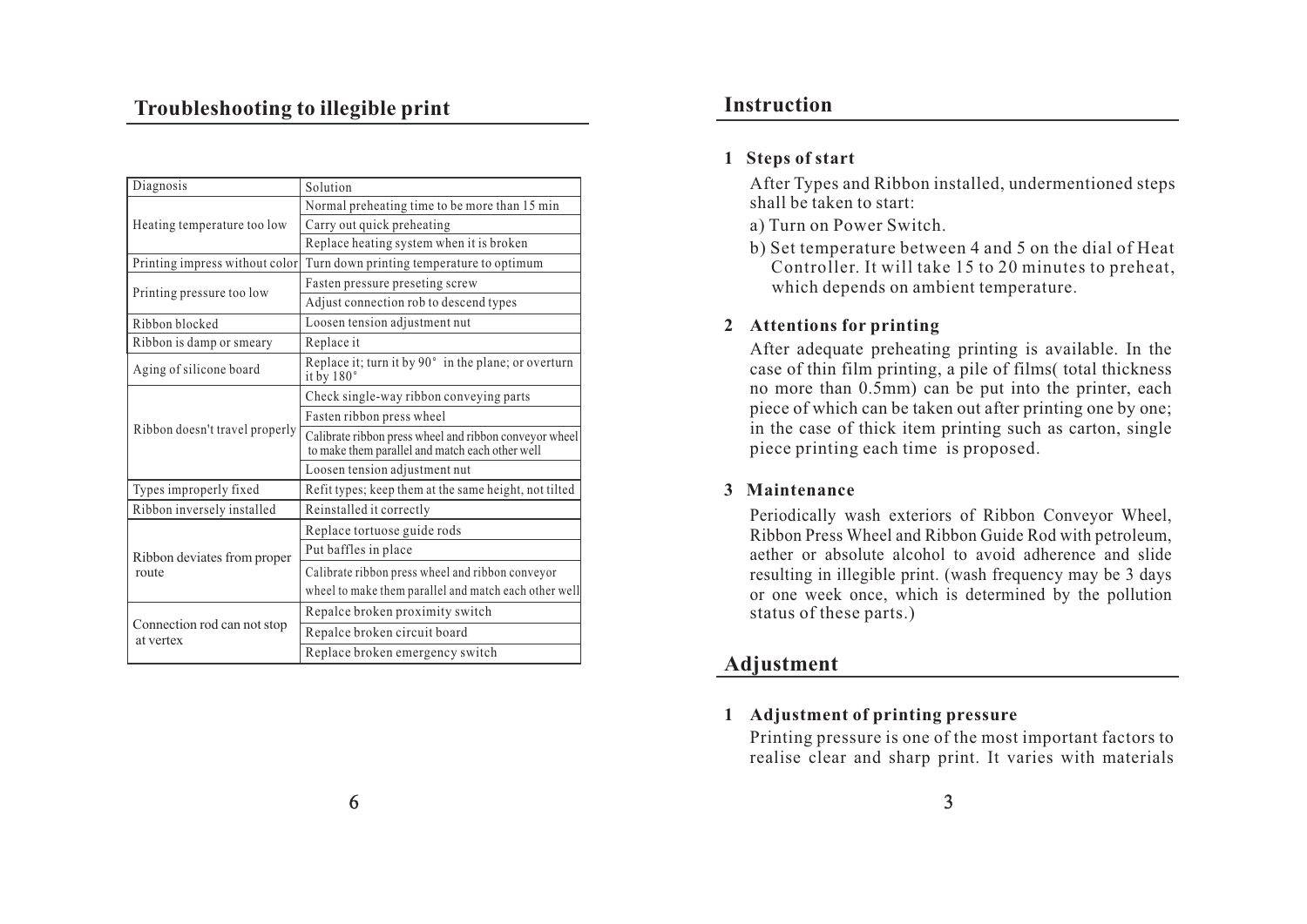## Troubleshooting to illegible print

| Diagnosis | Solution |
| --- | --- |
| Heating temperature too low | Normal preheating time to be more than 15 min |
| | Carry out quick preheating |
| | Replace heating system when it is broken |
| Printing impress without color | Turn down printing temperature to optimum |
| Printing pressure too low | Fasten pressure preseting screw |
| | Adjust connection rob to descend types |
| Ribbon blocked | Loosen tension adjustment nut |
| Ribbon is damp or smeary | Replace it |
| Aging of silicone board | Replace it; turn it by 90° in the plane; or overturn it by 180° |
| Ribbon doesn't travel properly | Check single-way ribbon conveying parts |
| | Fasten ribbon press wheel |
| | Calibrate ribbon press wheel and ribbon conveyor wheel to make them parallel and match each other well |
| | Loosen tension adjustment nut |
| Types improperly fixed | Refit types; keep them at the same height, not tilted |
| Ribbon inversely installed | Reinstalled it correctly |
| Ribbon deviates from proper route | Replace tortuose guide rods |
| | Put baffles in place |
| | Calibrate ribbon press wheel and ribbon conveyor wheel to make them parallel and match each other well |
| Connection rod can not stop at vertex | Repalce broken proximity switch |
| | Repalce broken circuit board |
| | Replace broken emergency switch |

## Instruction

### 1 Steps of start

After Types and Ribbon installed, undermentioned steps shall be taken to start:

a) Turn on Power Switch.

b) Set temperature between 4 and 5 on the dial of Heat Controller. It will take 15 to 20 minutes to preheat, which depends on ambient temperature.

### 2 Attentions for printing

After adequate preheating printing is available. In the case of thin film printing, a pile of films( total thickness no more than 0.5mm) can be put into the printer, each piece of which can be taken out after printing one by one; in the case of thick item printing such as carton, single piece printing each time is proposed.

### 3 Maintenance

Periodically wash exteriors of Ribbon Conveyor Wheel, Ribbon Press Wheel and Ribbon Guide Rod with petroleum, aether or absolute alcohol to avoid adherence and slide resulting in illegible print. (wash frequency may be 3 days or one week once, which is determined by the pollution status of these parts.)

## Adjustment

### 1 Adjustment of printing pressure

Printing pressure is one of the most important factors to realise clear and sharp print. It varies with materials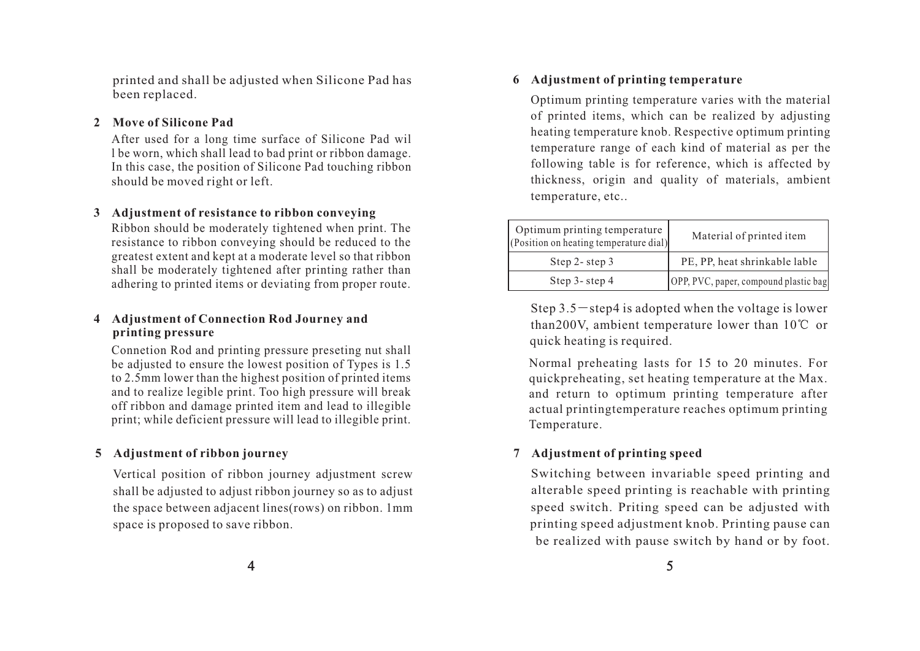printed and shall be adjusted when Silicone Pad has been replaced.

**2 Move of Silicone Pad**

After used for a long time surface of Silicone Pad wil l be worn, which shall lead to bad print or ribbon damage. In this case, the position of Silicone Pad touching ribbon should be moved right or left.

**3 Adjustment of resistance to ribbon conveying**

Ribbon should be moderately tightened when print. The resistance to ribbon conveying should be reduced to the greatest extent and kept at a moderate level so that ribbon shall be moderately tightened after printing rather than adhering to printed items or deviating from proper route.

**4 Adjustment of Connection Rod Journey and printing pressure**

Connetion Rod and printing pressure preseting nut shall be adjusted to ensure the lowest position of Types is 1.5 to 2.5mm lower than the highest position of printed items and to realize legible print. Too high pressure will break off ribbon and damage printed item and lead to illegible print; while deficient pressure will lead to illegible print.

**5 Adjustment of ribbon journey**

Vertical position of ribbon journey adjustment screw shall be adjusted to adjust ribbon journey so as to adjust the space between adjacent lines(rows) on ribbon. 1mm space is proposed to save ribbon.

**6 Adjustment of printing temperature**

Optimum printing temperature varies with the material of printed items, which can be realized by adjusting heating temperature knob. Respective optimum printing temperature range of each kind of material as per the following table is for reference, which is affected by thickness, origin and quality of materials, ambient temperature, etc..

| Optimum printing temperature (Position on heating temperature dial) | Material of printed item |
|---|---|
| Step 2- step 3 | PE, PP, heat shrinkable lable |
| Step 3- step 4 | OPP, PVC, paper, compound plastic bag |

Step 3.5－step4 is adopted when the voltage is lower than200V, ambient temperature lower than 10℃ or quick heating is required.

Normal preheating lasts for 15 to 20 minutes. For quickpreheating, set heating temperature at the Max. and return to optimum printing temperature after actual printingtemperature reaches optimum printing Temperature.

**7 Adjustment of printing speed**

Switching between invariable speed printing and alterable speed printing is reachable with printing speed switch. Priting speed can be adjusted with printing speed adjustment knob. Printing pause can be realized with pause switch by hand or by foot.